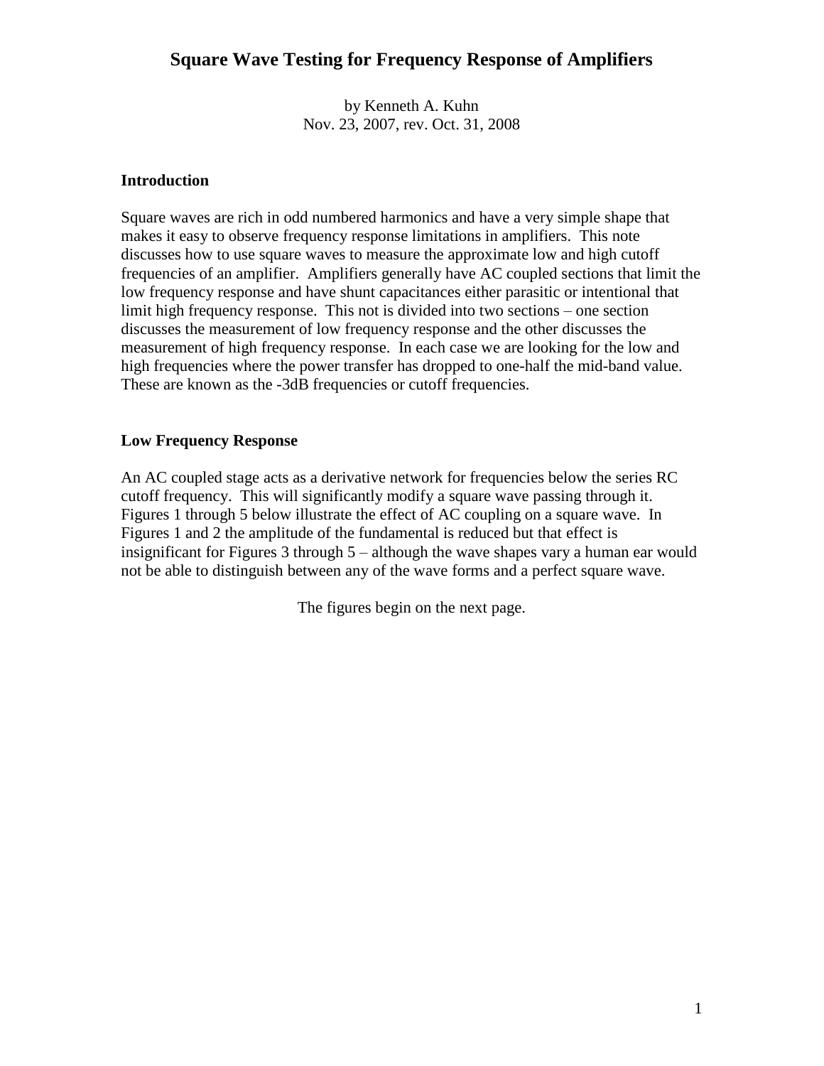# Square Wave Testing for Frequency Response of Amplifiers

by Kenneth A. Kuhn
Nov. 23, 2007, rev. Oct. 31, 2008

## Introduction

Square waves are rich in odd numbered harmonics and have a very simple shape that makes it easy to observe frequency response limitations in amplifiers. This note discusses how to use square waves to measure the approximate low and high cutoff frequencies of an amplifier. Amplifiers generally have AC coupled sections that limit the low frequency response and have shunt capacitances either parasitic or intentional that limit high frequency response. This not is divided into two sections – one section discusses the measurement of low frequency response and the other discusses the measurement of high frequency response. In each case we are looking for the low and high frequencies where the power transfer has dropped to one-half the mid-band value. These are known as the -3dB frequencies or cutoff frequencies.

## Low Frequency Response

An AC coupled stage acts as a derivative network for frequencies below the series RC cutoff frequency. This will significantly modify a square wave passing through it. Figures 1 through 5 below illustrate the effect of AC coupling on a square wave. In Figures 1 and 2 the amplitude of the fundamental is reduced but that effect is insignificant for Figures 3 through 5 – although the wave shapes vary a human ear would not be able to distinguish between any of the wave forms and a perfect square wave.

The figures begin on the next page.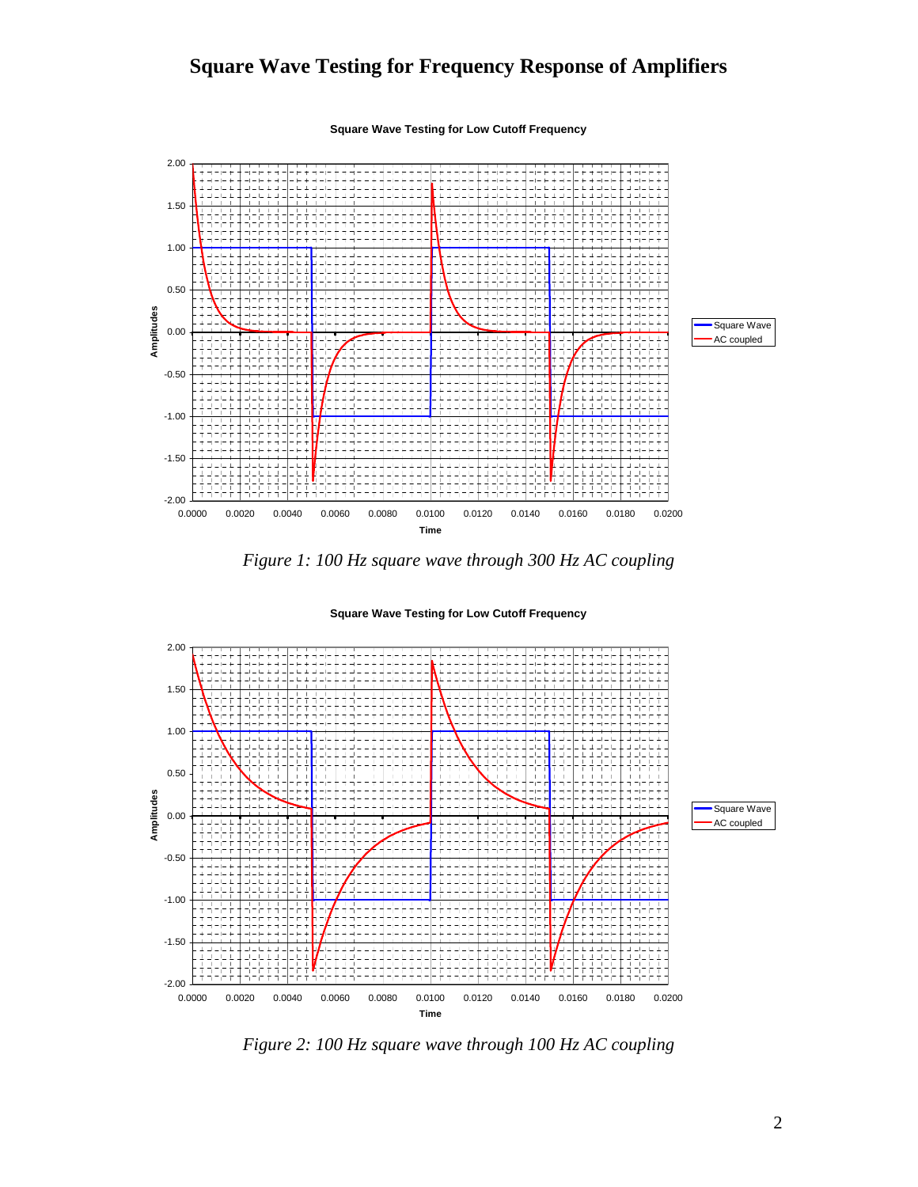# Square Wave Testing for Frequency Response of Amplifiers

*Figure 1: 100 Hz square wave through 300 Hz AC coupling*

*Figure 2: 100 Hz square wave through 100 Hz AC coupling*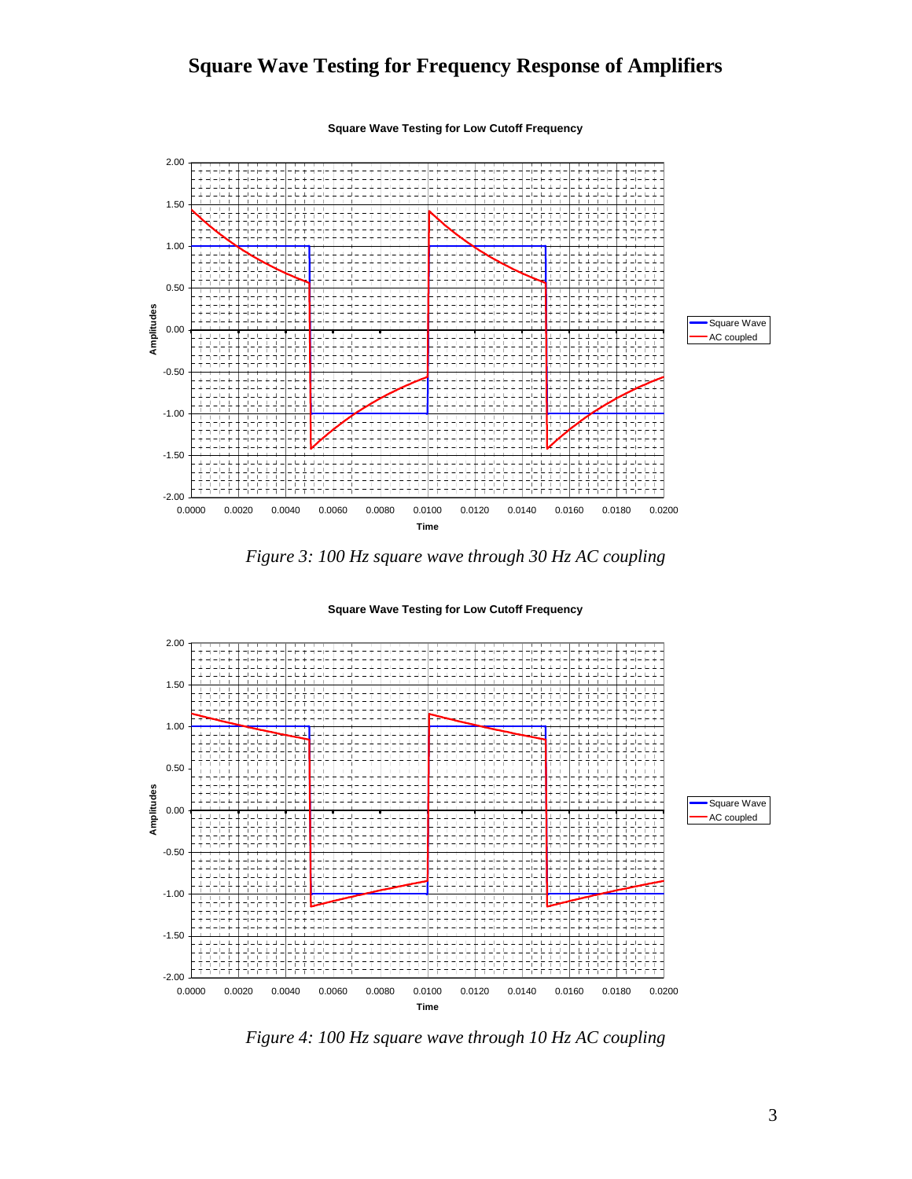# Square Wave Testing for Frequency Response of Amplifiers

*Figure 3: 100 Hz square wave through 30 Hz AC coupling*

*Figure 4: 100 Hz square wave through 10 Hz AC coupling*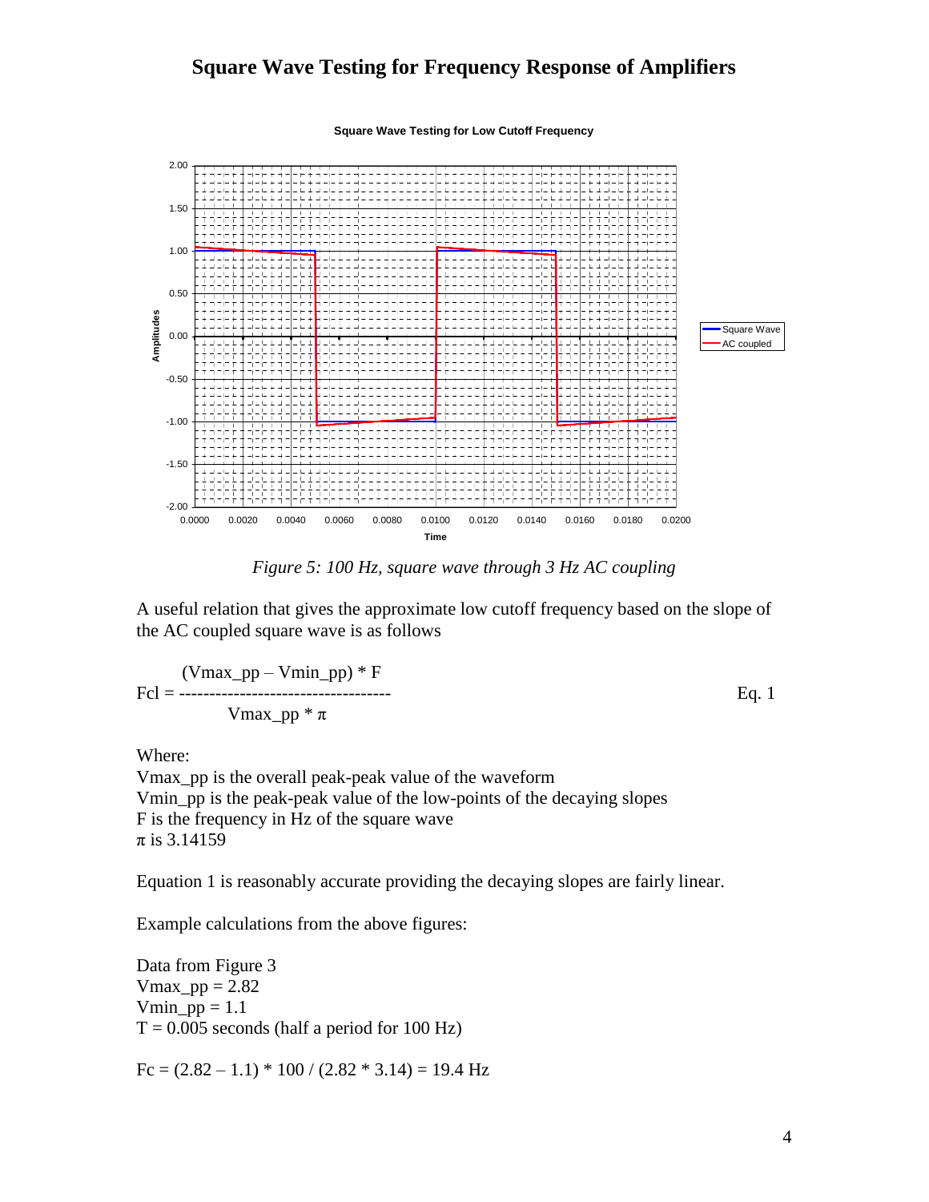# Square Wave Testing for Frequency Response of Amplifiers

*Figure 5: 100 Hz, square wave through 3 Hz AC coupling*

A useful relation that gives the approximate low cutoff frequency based on the slope of the AC coupled square wave is as follows

$$Fcl = \frac{(Vmax\_pp - Vmin\_pp) * F}{Vmax\_pp * \pi} \qquad \text{Eq. 1}$$

Where:
Vmax_pp is the overall peak-peak value of the waveform
Vmin_pp is the peak-peak value of the low-points of the decaying slopes
F is the frequency in Hz of the square wave
$\pi$ is 3.14159

Equation 1 is reasonably accurate providing the decaying slopes are fairly linear.

Example calculations from the above figures:

Data from Figure 3
Vmax_pp = 2.82
Vmin_pp = 1.1
T = 0.005 seconds (half a period for 100 Hz)

$Fc = (2.82 - 1.1) * 100 / (2.82 * 3.14) = 19.4$ Hz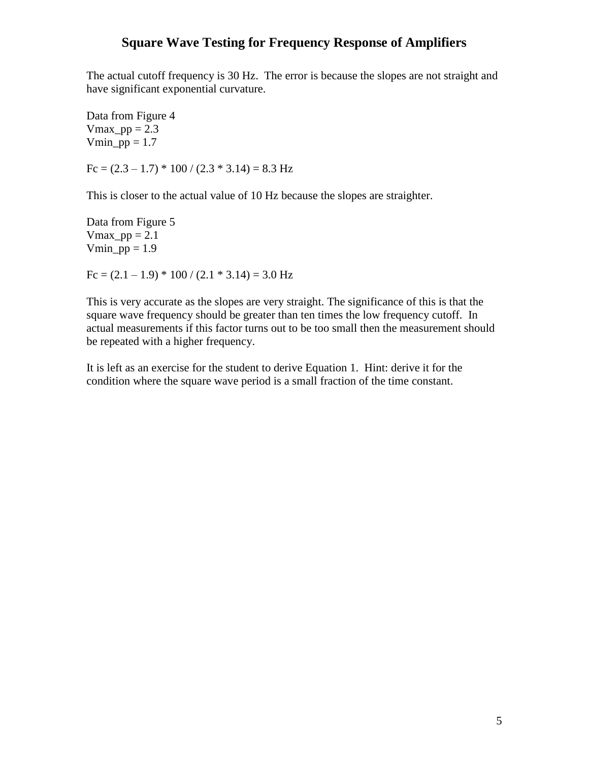The actual cutoff frequency is 30 Hz. The error is because the slopes are not straight and have significant exponential curvature.

Data from Figure 4
$V_{max\_pp} = 2.3$
$V_{min\_pp} = 1.7$

$$Fc = (2.3 - 1.7) * 100 / (2.3 * 3.14) = 8.3 \text{ Hz}$$

This is closer to the actual value of 10 Hz because the slopes are straighter.

Data from Figure 5
$V_{max\_pp} = 2.1$
$V_{min\_pp} = 1.9$

$$Fc = (2.1 - 1.9) * 100 / (2.1 * 3.14) = 3.0 \text{ Hz}$$

This is very accurate as the slopes are very straight. The significance of this is that the square wave frequency should be greater than ten times the low frequency cutoff. In actual measurements if this factor turns out to be too small then the measurement should be repeated with a higher frequency.

It is left as an exercise for the student to derive Equation 1. Hint: derive it for the condition where the square wave period is a small fraction of the time constant.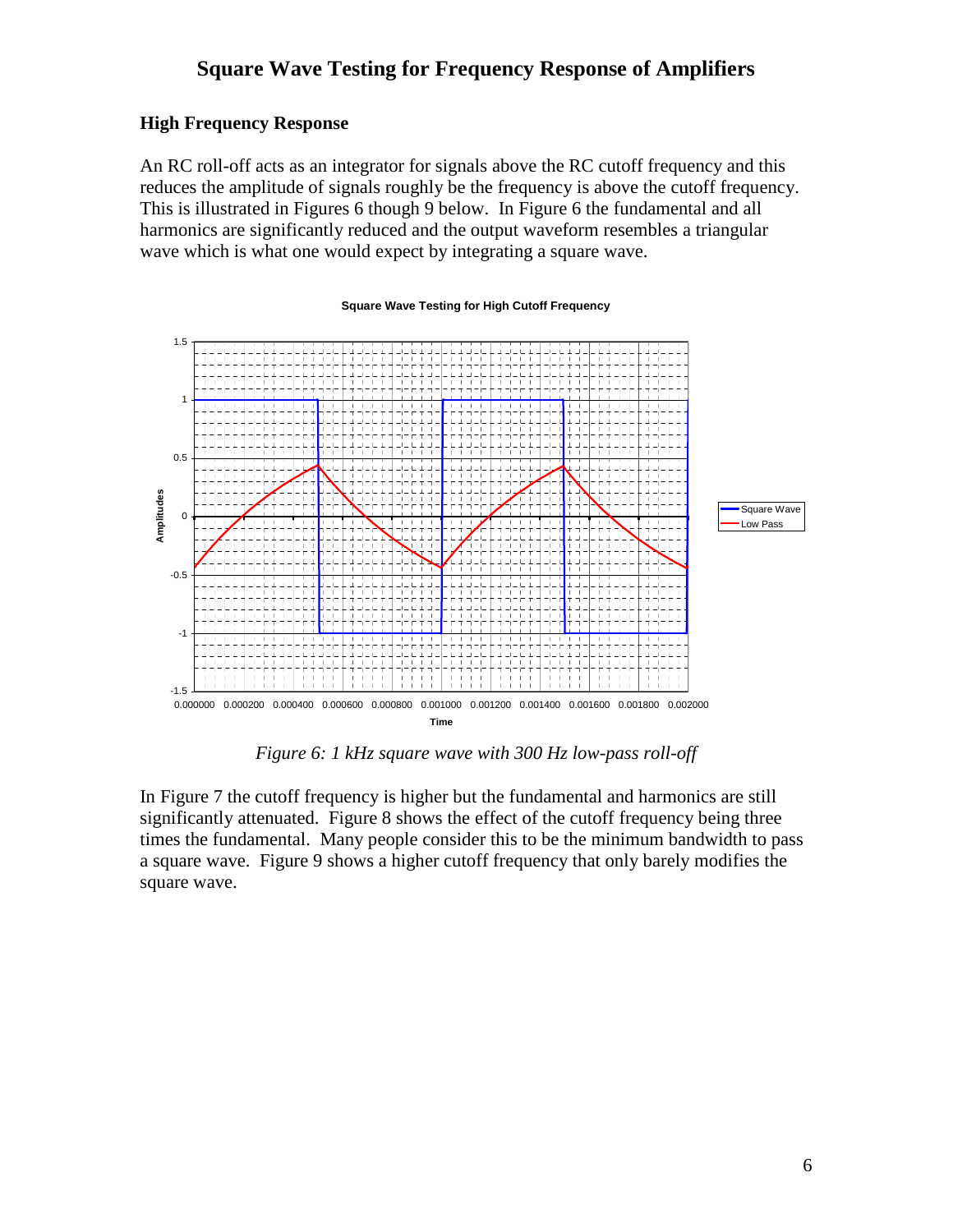# Square Wave Testing for Frequency Response of Amplifiers

### High Frequency Response

An RC roll-off acts as an integrator for signals above the RC cutoff frequency and this reduces the amplitude of signals roughly be the frequency is above the cutoff frequency. This is illustrated in Figures 6 though 9 below. In Figure 6 the fundamental and all harmonics are significantly reduced and the output waveform resembles a triangular wave which is what one would expect by integrating a square wave.

*Figure 6: 1 kHz square wave with 300 Hz low-pass roll-off*

In Figure 7 the cutoff frequency is higher but the fundamental and harmonics are still significantly attenuated. Figure 8 shows the effect of the cutoff frequency being three times the fundamental. Many people consider this to be the minimum bandwidth to pass a square wave. Figure 9 shows a higher cutoff frequency that only barely modifies the square wave.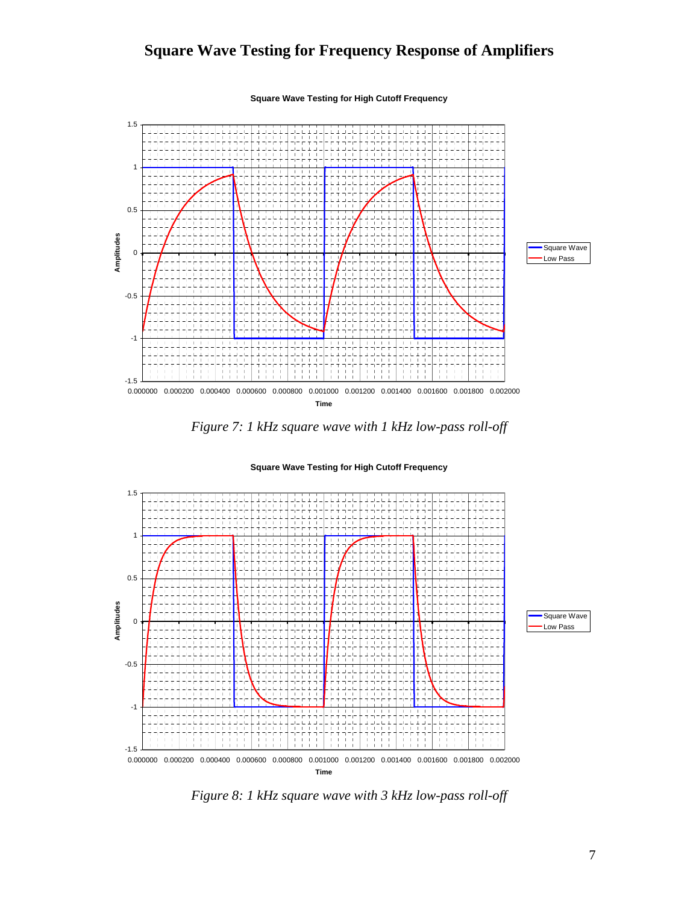# Square Wave Testing for Frequency Response of Amplifiers

*Figure 7: 1 kHz square wave with 1 kHz low-pass roll-off*

*Figure 8: 1 kHz square wave with 3 kHz low-pass roll-off*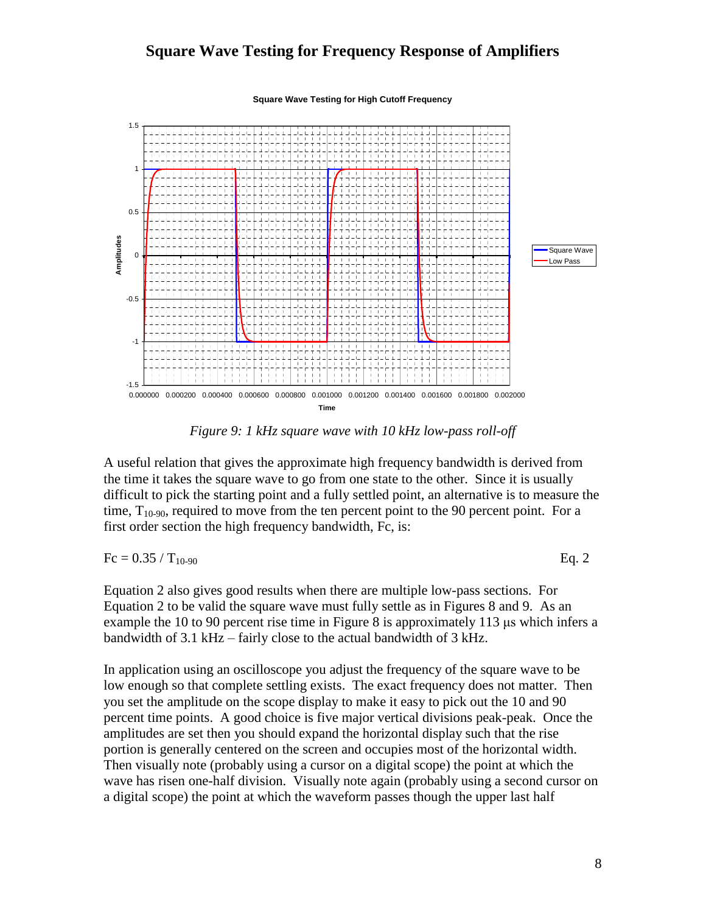# Square Wave Testing for Frequency Response of Amplifiers

*Figure 9: 1 kHz square wave with 10 kHz low-pass roll-off*

A useful relation that gives the approximate high frequency bandwidth is derived from the time it takes the square wave to go from one state to the other. Since it is usually difficult to pick the starting point and a fully settled point, an alternative is to measure the time, $T_{10\text{-}90}$, required to move from the ten percent point to the 90 percent point. For a first order section the high frequency bandwidth, Fc, is:

$$Fc = 0.35 / T_{10\text{-}90} \qquad \text{Eq. 2}$$

Equation 2 also gives good results when there are multiple low-pass sections. For Equation 2 to be valid the square wave must fully settle as in Figures 8 and 9. As an example the 10 to 90 percent rise time in Figure 8 is approximately 113 μs which infers a bandwidth of 3.1 kHz – fairly close to the actual bandwidth of 3 kHz.

In application using an oscilloscope you adjust the frequency of the square wave to be low enough so that complete settling exists. The exact frequency does not matter. Then you set the amplitude on the scope display to make it easy to pick out the 10 and 90 percent time points. A good choice is five major vertical divisions peak-peak. Once the amplitudes are set then you should expand the horizontal display such that the rise portion is generally centered on the screen and occupies most of the horizontal width. Then visually note (probably using a cursor on a digital scope) the point at which the wave has risen one-half division. Visually note again (probably using a second cursor on a digital scope) the point at which the waveform passes though the upper last half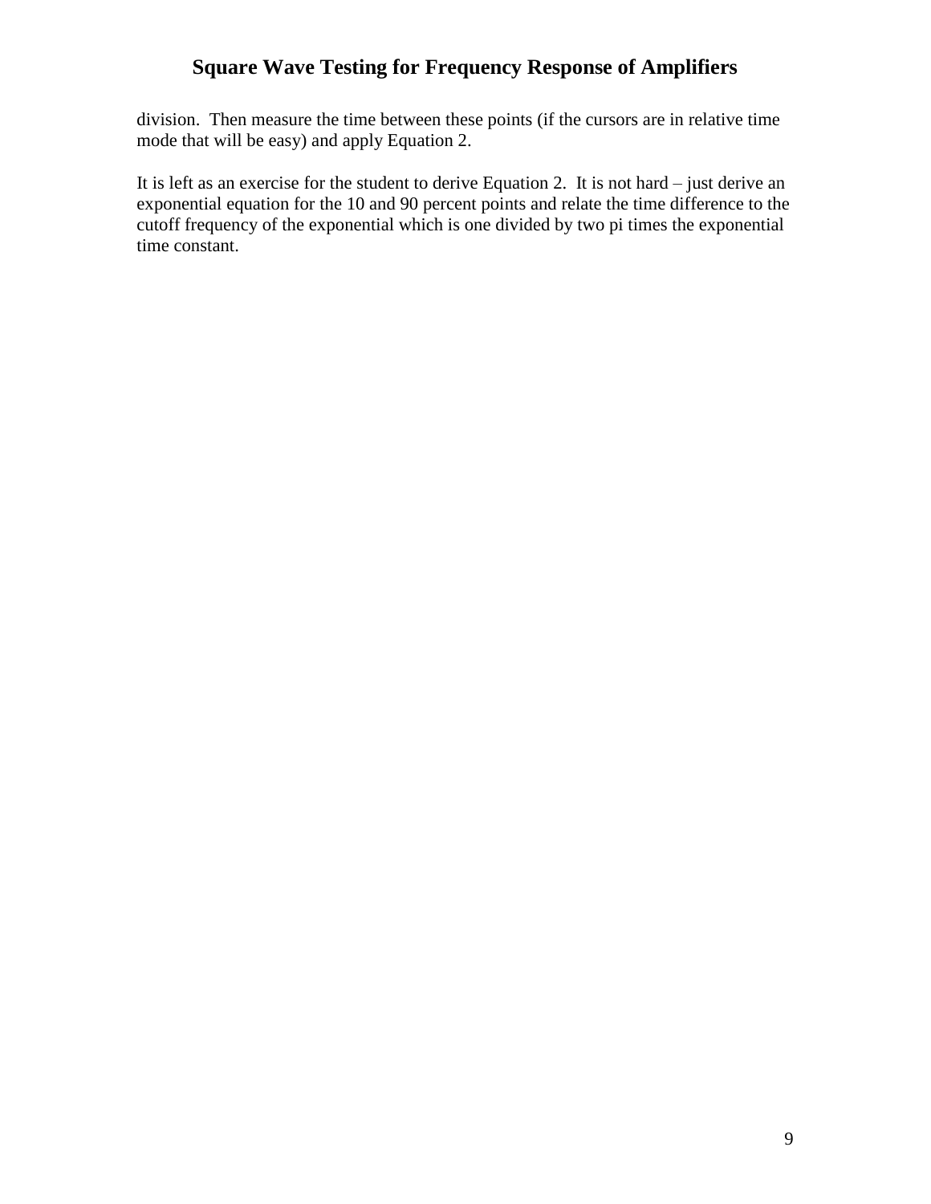division. Then measure the time between these points (if the cursors are in relative time mode that will be easy) and apply Equation 2.

It is left as an exercise for the student to derive Equation 2. It is not hard – just derive an exponential equation for the 10 and 90 percent points and relate the time difference to the cutoff frequency of the exponential which is one divided by two pi times the exponential time constant.